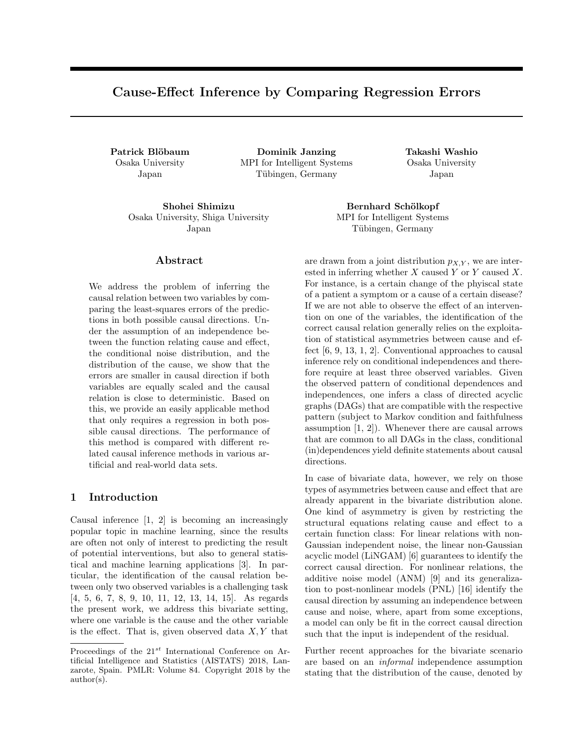# Cause-Effect Inference by Comparing Regression Errors

**Patrick Blöbaum**
Osaka University
Japan

**Dominik Janzing**
MPI for Intelligent Systems
Tübingen, Germany

**Takashi Washio**
Osaka University
Japan

**Shohei Shimizu**
Osaka University, Shiga University
Japan

**Bernhard Schölkopf**
MPI for Intelligent Systems
Tübingen, Germany

## Abstract

We address the problem of inferring the causal relation between two variables by comparing the least-squares errors of the predictions in both possible causal directions. Under the assumption of an independence between the function relating cause and effect, the conditional noise distribution, and the distribution of the cause, we show that the errors are smaller in causal direction if both variables are equally scaled and the causal relation is close to deterministic. Based on this, we provide an easily applicable method that only requires a regression in both possible causal directions. The performance of this method is compared with different related causal inference methods in various artificial and real-world data sets.

## 1 Introduction

Causal inference [1, 2] is becoming an increasingly popular topic in machine learning, since the results are often not only of interest to predicting the result of potential interventions, but also to general statistical and machine learning applications [3]. In particular, the identification of the causal relation between only two observed variables is a challenging task [4, 5, 6, 7, 8, 9, 10, 11, 12, 13, 14, 15]. As regards the present work, we address this bivariate setting, where one variable is the cause and the other variable is the effect. That is, given observed data $X, Y$ that are drawn from a joint distribution $p_{X,Y}$, we are interested in inferring whether $X$ caused $Y$ or $Y$ caused $X$. For instance, is a certain change of the phyiscal state of a patient a symptom or a cause of a certain disease? If we are not able to observe the effect of an intervention on one of the variables, the identification of the correct causal relation generally relies on the exploitation of statistical asymmetries between cause and effect [6, 9, 13, 1, 2]. Conventional approaches to causal inference rely on conditional independences and therefore require at least three observed variables. Given the observed pattern of conditional dependences and independences, one infers a class of directed acyclic graphs (DAGs) that are compatible with the respective pattern (subject to Markov condition and faithfulness assumption [1, 2]). Whenever there are causal arrows that are common to all DAGs in the class, conditional (in)dependences yield definite statements about causal directions.

In case of bivariate data, however, we rely on those types of asymmetries between cause and effect that are already apparent in the bivariate distribution alone. One kind of asymmetry is given by restricting the structural equations relating cause and effect to a certain function class: For linear relations with non-Gaussian independent noise, the linear non-Gaussian acyclic model (LiNGAM) [6] guarantees to identify the correct causal direction. For nonlinear relations, the additive noise model (ANM) [9] and its generalization to post-nonlinear models (PNL) [16] identify the causal direction by assuming an independence between cause and noise, where, apart from some exceptions, a model can only be fit in the correct causal direction such that the input is independent of the residual.

Further recent approaches for the bivariate scenario are based on an *informal* independence assumption stating that the distribution of the cause, denoted by

Proceedings of the 21[st] International Conference on Artificial Intelligence and Statistics (AISTATS) 2018, Lanzarote, Spain. PMLR: Volume 84. Copyright 2018 by the author(s).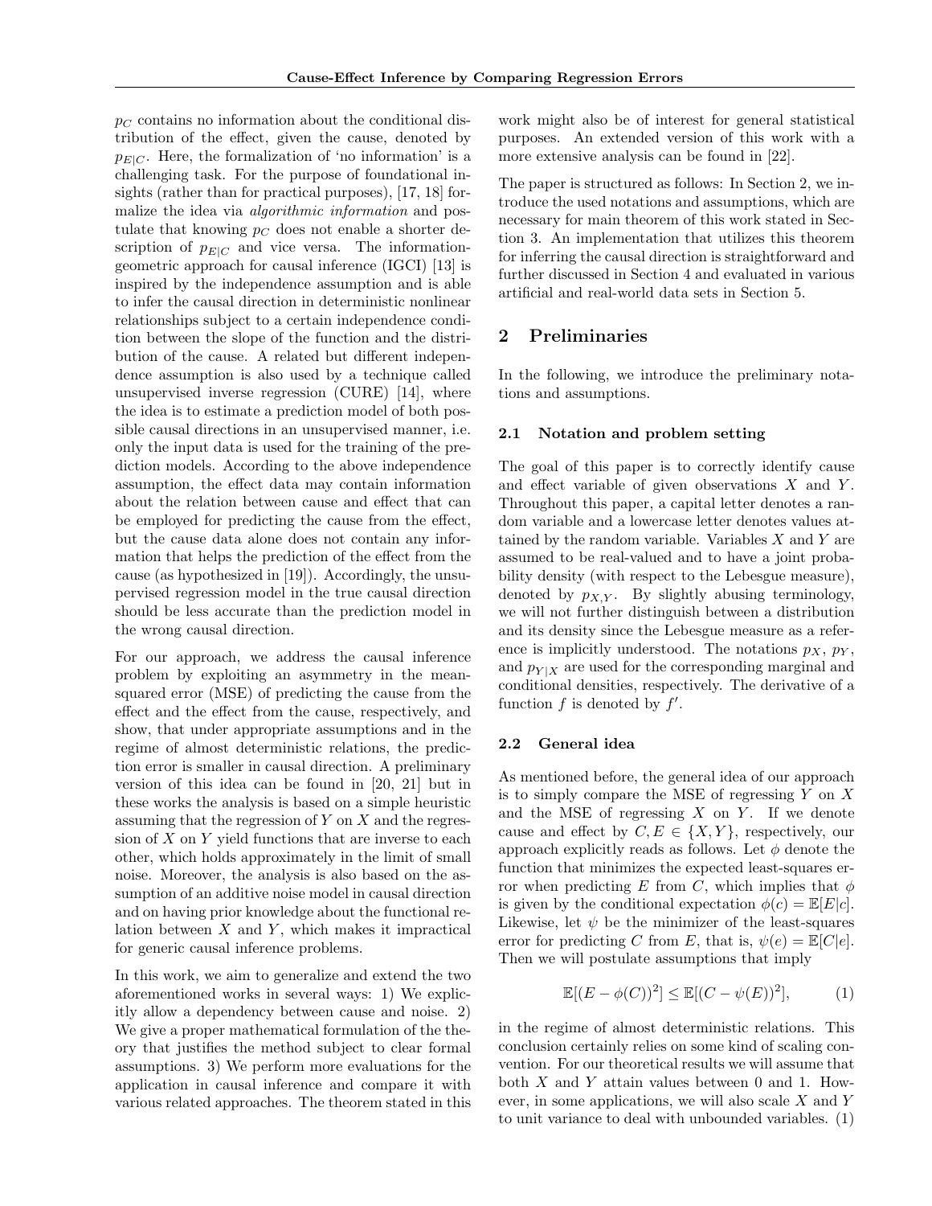$p_C$ contains no information about the conditional distribution of the effect, given the cause, denoted by $p_{E|C}$. Here, the formalization of 'no information' is a challenging task. For the purpose of foundational insights (rather than for practical purposes), [17, 18] formalize the idea via *algorithmic information* and postulate that knowing $p_C$ does not enable a shorter description of $p_{E|C}$ and vice versa. The information-geometric approach for causal inference (IGCI) [13] is inspired by the independence assumption and is able to infer the causal direction in deterministic nonlinear relationships subject to a certain independence condition between the slope of the function and the distribution of the cause. A related but different independence assumption is also used by a technique called unsupervised inverse regression (CURE) [14], where the idea is to estimate a prediction model of both possible causal directions in an unsupervised manner, i.e. only the input data is used for the training of the prediction models. According to the above independence assumption, the effect data may contain information about the relation between cause and effect that can be employed for predicting the cause from the effect, but the cause data alone does not contain any information that helps the prediction of the effect from the cause (as hypothesized in [19]). Accordingly, the unsupervised regression model in the true causal direction should be less accurate than the prediction model in the wrong causal direction.

For our approach, we address the causal inference problem by exploiting an asymmetry in the mean-squared error (MSE) of predicting the cause from the effect and the effect from the cause, respectively, and show, that under appropriate assumptions and in the regime of almost deterministic relations, the prediction error is smaller in causal direction. A preliminary version of this idea can be found in [20, 21] but in these works the analysis is based on a simple heuristic assuming that the regression of $Y$ on $X$ and the regression of $X$ on $Y$ yield functions that are inverse to each other, which holds approximately in the limit of small noise. Moreover, the analysis is also based on the assumption of an additive noise model in causal direction and on having prior knowledge about the functional relation between $X$ and $Y$, which makes it impractical for generic causal inference problems.

In this work, we aim to generalize and extend the two aforementioned works in several ways: 1) We explicitly allow a dependency between cause and noise. 2) We give a proper mathematical formulation of the theory that justifies the method subject to clear formal assumptions. 3) We perform more evaluations for the application in causal inference and compare it with various related approaches. The theorem stated in this work might also be of interest for general statistical purposes. An extended version of this work with a more extensive analysis can be found in [22].

The paper is structured as follows: In Section 2, we introduce the used notations and assumptions, which are necessary for main theorem of this work stated in Section 3. An implementation that utilizes this theorem for inferring the causal direction is straightforward and further discussed in Section 4 and evaluated in various artificial and real-world data sets in Section 5.

## 2 Preliminaries

In the following, we introduce the preliminary notations and assumptions.

### 2.1 Notation and problem setting

The goal of this paper is to correctly identify cause and effect variable of given observations $X$ and $Y$. Throughout this paper, a capital letter denotes a random variable and a lowercase letter denotes values attained by the random variable. Variables $X$ and $Y$ are assumed to be real-valued and to have a joint probability density (with respect to the Lebesgue measure), denoted by $p_{X,Y}$. By slightly abusing terminology, we will not further distinguish between a distribution and its density since the Lebesgue measure as a reference is implicitly understood. The notations $p_X$, $p_Y$, and $p_{Y|X}$ are used for the corresponding marginal and conditional densities, respectively. The derivative of a function $f$ is denoted by $f'$.

### 2.2 General idea

As mentioned before, the general idea of our approach is to simply compare the MSE of regressing $Y$ on $X$ and the MSE of regressing $X$ on $Y$. If we denote cause and effect by $C, E \in \{X, Y\}$, respectively, our approach explicitly reads as follows. Let $\phi$ denote the function that minimizes the expected least-squares error when predicting $E$ from $C$, which implies that $\phi$ is given by the conditional expectation $\phi(c) = \mathbb{E}[E|c]$. Likewise, let $\psi$ be the minimizer of the least-squares error for predicting $C$ from $E$, that is, $\psi(e) = \mathbb{E}[C|e]$. Then we will postulate assumptions that imply

$$\mathbb{E}[(E - \phi(C))^2] \leq \mathbb{E}[(C - \psi(E))^2], \tag{1}$$

in the regime of almost deterministic relations. This conclusion certainly relies on some kind of scaling convention. For our theoretical results we will assume that both $X$ and $Y$ attain values between 0 and 1. However, in some applications, we will also scale $X$ and $Y$ to unit variance to deal with unbounded variables. (1)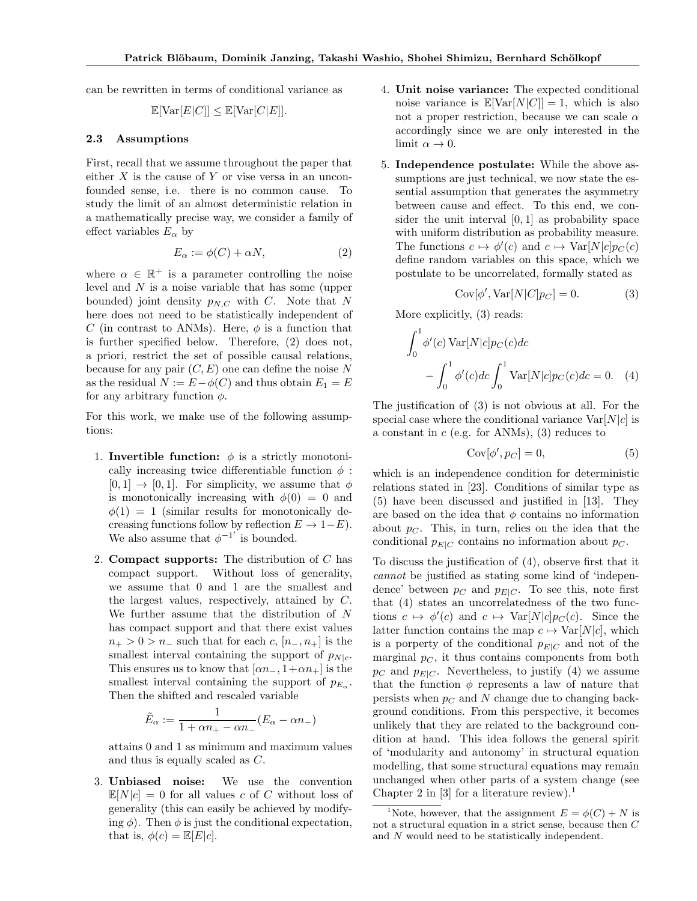can be rewritten in terms of conditional variance as

$$\mathbb{E}[\text{Var}[E|C]] \leq \mathbb{E}[\text{Var}[C|E]].$$

### 2.3 Assumptions

First, recall that we assume throughout the paper that either $X$ is the cause of $Y$ or vise versa in an unconfounded sense, i.e. there is no common cause. To study the limit of an almost deterministic relation in a mathematically precise way, we consider a family of effect variables $E_\alpha$ by

$$E_\alpha := \phi(C) + \alpha N, \tag{2}$$

where $\alpha \in \mathbb{R}^+$ is a parameter controlling the noise level and $N$ is a noise variable that has some (upper bounded) joint density $p_{N,C}$ with $C$. Note that $N$ here does not need to be statistically independent of $C$ (in contrast to ANMs). Here, $\phi$ is a function that is further specified below. Therefore, (2) does not, a priori, restrict the set of possible causal relations, because for any pair $(C, E)$ one can define the noise $N$ as the residual $N := E - \phi(C)$ and thus obtain $E_1 = E$ for any arbitrary function $\phi$.

For this work, we make use of the following assumptions:

1. **Invertible function:** $\phi$ is a strictly monotonically increasing twice differentiable function $\phi : [0, 1] \to [0, 1]$. For simplicity, we assume that $\phi$ is monotonically increasing with $\phi(0) = 0$ and $\phi(1) = 1$ (similar results for monotonically decreasing functions follow by reflection $E \to 1-E$). We also assume that ${\phi^{-1}}'$ is bounded.

2. **Compact supports:** The distribution of $C$ has compact support. Without loss of generality, we assume that 0 and 1 are the smallest and the largest values, respectively, attained by $C$. We further assume that the distribution of $N$ has compact support and that there exist values $n_+ > 0 > n_-$ such that for each $c$, $[n_-, n_+]$ is the smallest interval containing the support of $p_{N|c}$. This ensures us to know that $[\alpha n_-, 1+\alpha n_+]$ is the smallest interval containing the support of $p_{E_\alpha}$. Then the shifted and rescaled variable

$$\tilde{E}_\alpha := \frac{1}{1 + \alpha n_+ - \alpha n_-}(E_\alpha - \alpha n_-)$$

attains 0 and 1 as minimum and maximum values and thus is equally scaled as $C$.

3. **Unbiased noise:** We use the convention $\mathbb{E}[N|c] = 0$ for all values $c$ of $C$ without loss of generality (this can easily be achieved by modifying $\phi$). Then $\phi$ is just the conditional expectation, that is, $\phi(c) = \mathbb{E}[E|c]$.

4. **Unit noise variance:** The expected conditional noise variance is $\mathbb{E}[\text{Var}[N|C]] = 1$, which is also not a proper restriction, because we can scale $\alpha$ accordingly since we are only interested in the limit $\alpha \to 0$.

5. **Independence postulate:** While the above assumptions are just technical, we now state the essential assumption that generates the asymmetry between cause and effect. To this end, we consider the unit interval $[0, 1]$ as probability space with uniform distribution as probability measure. The functions $c \mapsto \phi'(c)$ and $c \mapsto \text{Var}[N|c]p_C(c)$ define random variables on this space, which we postulate to be uncorrelated, formally stated as

$$\text{Cov}[\phi', \text{Var}[N|C]p_C] = 0. \tag{3}$$

More explicitly, (3) reads:

$$\int_0^1 \phi'(c)\,\text{Var}[N|c]p_C(c)dc - \int_0^1 \phi'(c)dc \int_0^1 \text{Var}[N|c]p_C(c)dc = 0. \tag{4}$$

The justification of (3) is not obvious at all. For the special case where the conditional variance $\text{Var}[N|c]$ is a constant in $c$ (e.g. for ANMs), (3) reduces to

$$\text{Cov}[\phi', p_C] = 0, \tag{5}$$

which is an independence condition for deterministic relations stated in [23]. Conditions of similar type as (5) have been discussed and justified in [13]. They are based on the idea that $\phi$ contains no information about $p_C$. This, in turn, relies on the idea that the conditional $p_{E|C}$ contains no information about $p_C$.

To discuss the justification of (4), observe first that it *cannot* be justified as stating some kind of 'independence' between $p_C$ and $p_{E|C}$. To see this, note first that (4) states an uncorrelatedness of the two functions $c \mapsto \phi'(c)$ and $c \mapsto \text{Var}[N|c]p_C(c)$. Since the latter function contains the map $c \mapsto \text{Var}[N|c]$, which is a porperty of the conditional $p_{E|C}$ and not of the marginal $p_C$, it thus contains components from both $p_C$ and $p_{E|C}$. Nevertheless, to justify (4) we assume that the function $\phi$ represents a law of nature that persists when $p_C$ and $N$ change due to changing background conditions. From this perspective, it becomes unlikely that they are related to the background condition at hand. This idea follows the general spirit of 'modularity and autonomy' in structural equation modelling, that some structural equations may remain unchanged when other parts of a system change (see Chapter 2 in [3] for a literature review).[1]

[1]Note, however, that the assignment $E = \phi(C) + N$ is not a structural equation in a strict sense, because then $C$ and $N$ would need to be statistically independent.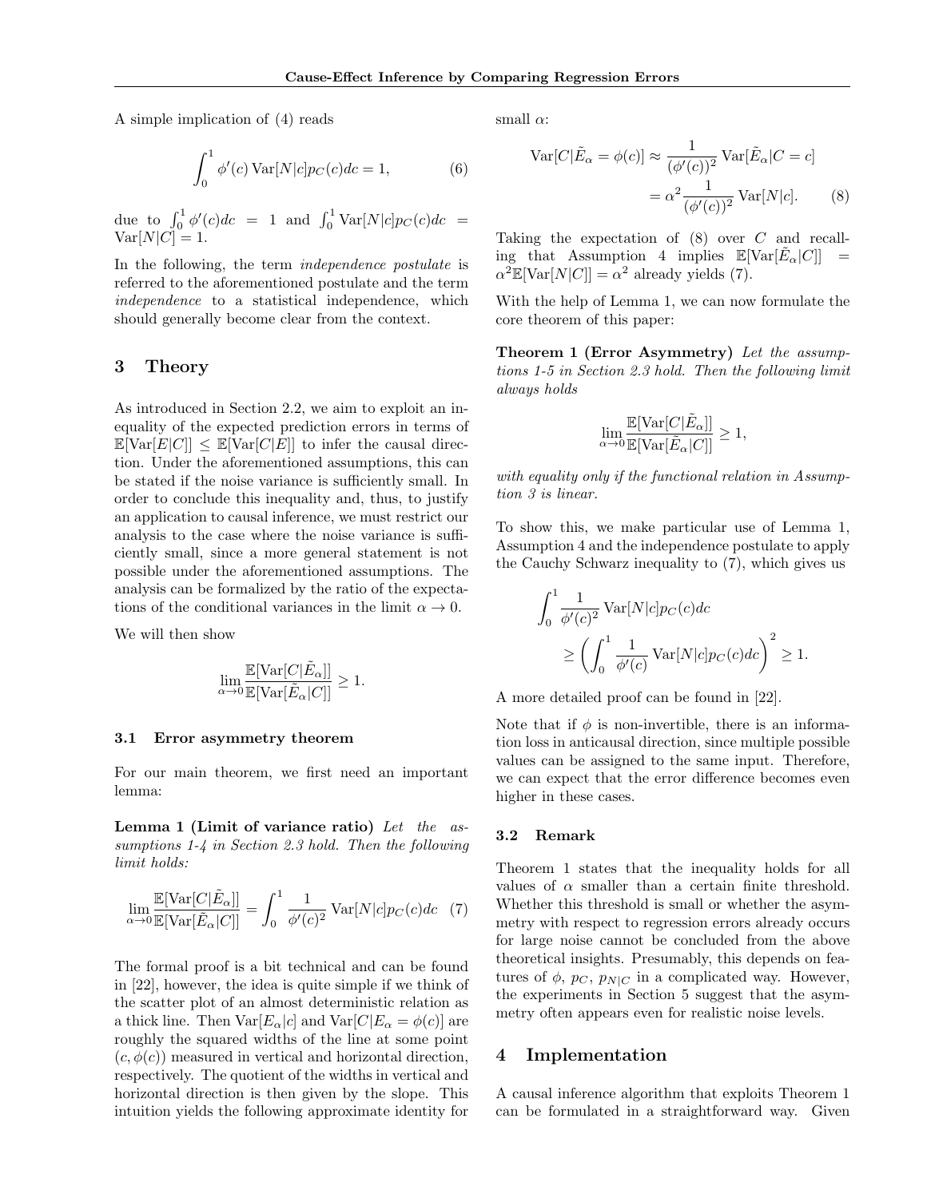A simple implication of (4) reads

$$\int_0^1 \phi'(c) \operatorname{Var}[N|c] p_C(c) dc = 1, \tag{6}$$

due to $\int_0^1 \phi'(c) dc = 1$ and $\int_0^1 \operatorname{Var}[N|c] p_C(c) dc = \operatorname{Var}[N|C] = 1$.

In the following, the term *independence postulate* is referred to the aforementioned postulate and the term *independence* to a statistical independence, which should generally become clear from the context.

## 3 Theory

As introduced in Section 2.2, we aim to exploit an inequality of the expected prediction errors in terms of $\mathbb{E}[\operatorname{Var}[E|C]] \leq \mathbb{E}[\operatorname{Var}[C|E]]$ to infer the causal direction. Under the aforementioned assumptions, this can be stated if the noise variance is sufficiently small. In order to conclude this inequality and, thus, to justify an application to causal inference, we must restrict our analysis to the case where the noise variance is sufficiently small, since a more general statement is not possible under the aforementioned assumptions. The analysis can be formalized by the ratio of the expectations of the conditional variances in the limit $\alpha \to 0$.

We will then show

$$\lim_{\alpha \to 0} \frac{\mathbb{E}[\operatorname{Var}[C|\tilde{E}_\alpha]]}{\mathbb{E}[\operatorname{Var}[\tilde{E}_\alpha|C]]} \geq 1.$$

### 3.1 Error asymmetry theorem

For our main theorem, we first need an important lemma:

**Lemma 1 (Limit of variance ratio)** *Let the assumptions 1-4 in Section 2.3 hold. Then the following limit holds:*

$$\lim_{\alpha \to 0} \frac{\mathbb{E}[\operatorname{Var}[C|\tilde{E}_\alpha]]}{\mathbb{E}[\operatorname{Var}[\tilde{E}_\alpha|C]]} = \int_0^1 \frac{1}{\phi'(c)^2} \operatorname{Var}[N|c] p_C(c) dc \tag{7}$$

The formal proof is a bit technical and can be found in [22], however, the idea is quite simple if we think of the scatter plot of an almost deterministic relation as a thick line. Then $\operatorname{Var}[E_\alpha|c]$ and $\operatorname{Var}[C|E_\alpha = \phi(c)]$ are roughly the squared widths of the line at some point $(c, \phi(c))$ measured in vertical and horizontal direction, respectively. The quotient of the widths in vertical and horizontal direction is then given by the slope. This intuition yields the following approximate identity for small $\alpha$:

$$\begin{aligned}\operatorname{Var}[C|\tilde{E}_\alpha = \phi(c)] &\approx \frac{1}{(\phi'(c))^2} \operatorname{Var}[\tilde{E}_\alpha|C = c] \\ &= \alpha^2 \frac{1}{(\phi'(c))^2} \operatorname{Var}[N|c].\end{aligned} \tag{8}$$

Taking the expectation of (8) over $C$ and recalling that Assumption 4 implies $\mathbb{E}[\operatorname{Var}[\tilde{E}_\alpha|C]] = \alpha^2 \mathbb{E}[\operatorname{Var}[N|C]] = \alpha^2$ already yields (7).

With the help of Lemma 1, we can now formulate the core theorem of this paper:

**Theorem 1 (Error Asymmetry)** *Let the assumptions 1-5 in Section 2.3 hold. Then the following limit always holds*

$$\lim_{\alpha \to 0} \frac{\mathbb{E}[\operatorname{Var}[C|\tilde{E}_\alpha]]}{\mathbb{E}[\operatorname{Var}[\tilde{E}_\alpha|C]]} \geq 1,$$

*with equality only if the functional relation in Assumption 3 is linear.*

To show this, we make particular use of Lemma 1, Assumption 4 and the independence postulate to apply the Cauchy Schwarz inequality to (7), which gives us

$$\begin{aligned}&\int_0^1 \frac{1}{\phi'(c)^2} \operatorname{Var}[N|c] p_C(c) dc \\ &\qquad \geq \left( \int_0^1 \frac{1}{\phi'(c)} \operatorname{Var}[N|c] p_C(c) dc \right)^2 \geq 1.\end{aligned}$$

A more detailed proof can be found in [22].

Note that if $\phi$ is non-invertible, there is an information loss in anticausal direction, since multiple possible values can be assigned to the same input. Therefore, we can expect that the error difference becomes even higher in these cases.

### 3.2 Remark

Theorem 1 states that the inequality holds for all values of $\alpha$ smaller than a certain finite threshold. Whether this threshold is small or whether the asymmetry with respect to regression errors already occurs for large noise cannot be concluded from the above theoretical insights. Presumably, this depends on features of $\phi$, $p_C$, $p_{N|C}$ in a complicated way. However, the experiments in Section 5 suggest that the asymmetry often appears even for realistic noise levels.

## 4 Implementation

A causal inference algorithm that exploits Theorem 1 can be formulated in a straightforward way. Given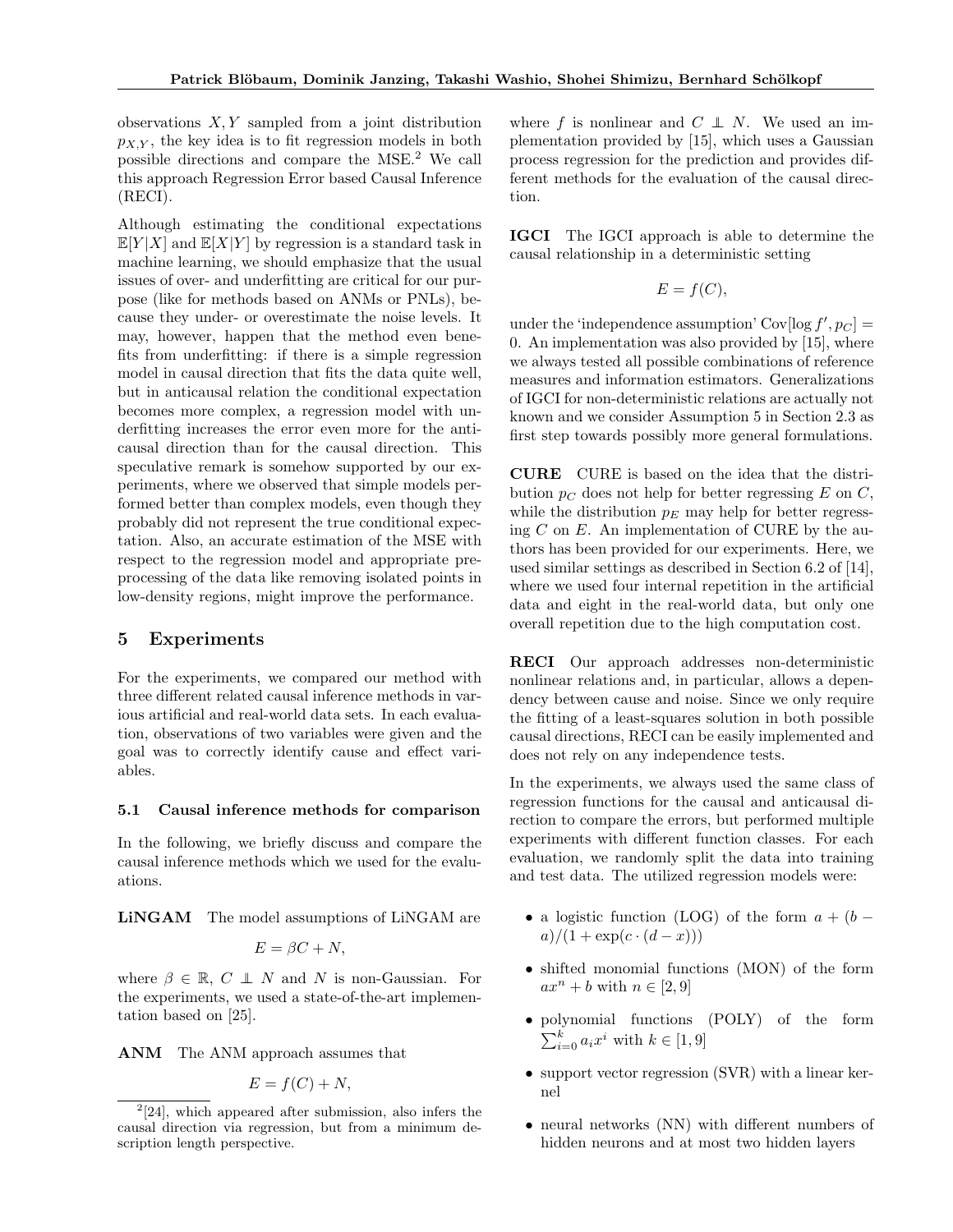observations $X, Y$ sampled from a joint distribution $p_{X,Y}$, the key idea is to fit regression models in both possible directions and compare the MSE.[2] We call this approach Regression Error based Causal Inference (RECI).

Although estimating the conditional expectations $\mathbb{E}[Y|X]$ and $\mathbb{E}[X|Y]$ by regression is a standard task in machine learning, we should emphasize that the usual issues of over- and underfitting are critical for our purpose (like for methods based on ANMs or PNLs), because they under- or overestimate the noise levels. It may, however, happen that the method even benefits from underfitting: if there is a simple regression model in causal direction that fits the data quite well, but in anticausal relation the conditional expectation becomes more complex, a regression model with underfitting increases the error even more for the anticausal direction than for the causal direction. This speculative remark is somehow supported by our experiments, where we observed that simple models performed better than complex models, even though they probably did not represent the true conditional expectation. Also, an accurate estimation of the MSE with respect to the regression model and appropriate preprocessing of the data like removing isolated points in low-density regions, might improve the performance.

## 5 Experiments

For the experiments, we compared our method with three different related causal inference methods in various artificial and real-world data sets. In each evaluation, observations of two variables were given and the goal was to correctly identify cause and effect variables.

### 5.1 Causal inference methods for comparison

In the following, we briefly discuss and compare the causal inference methods which we used for the evaluations.

**LiNGAM** The model assumptions of LiNGAM are

$$E = \beta C + N,$$

where $\beta \in \mathbb{R}$, $C \perp\!\!\!\perp N$ and $N$ is non-Gaussian. For the experiments, we used a state-of-the-art implementation based on [25].

**ANM** The ANM approach assumes that

$$E = f(C) + N,$$

where $f$ is nonlinear and $C \perp\!\!\!\perp N$. We used an implementation provided by [15], which uses a Gaussian process regression for the prediction and provides different methods for the evaluation of the causal direction.

**IGCI** The IGCI approach is able to determine the causal relationship in a deterministic setting

$$E = f(C),$$

under the 'independence assumption' $\mathrm{Cov}[\log f', p_C] = 0$. An implementation was also provided by [15], where we always tested all possible combinations of reference measures and information estimators. Generalizations of IGCI for non-deterministic relations are actually not known and we consider Assumption 5 in Section 2.3 as first step towards possibly more general formulations.

**CURE** CURE is based on the idea that the distribution $p_C$ does not help for better regressing $E$ on $C$, while the distribution $p_E$ may help for better regressing $C$ on $E$. An implementation of CURE by the authors has been provided for our experiments. Here, we used similar settings as described in Section 6.2 of [14], where we used four internal repetition in the artificial data and eight in the real-world data, but only one overall repetition due to the high computation cost.

**RECI** Our approach addresses non-deterministic nonlinear relations and, in particular, allows a dependency between cause and noise. Since we only require the fitting of a least-squares solution in both possible causal directions, RECI can be easily implemented and does not rely on any independence tests.

In the experiments, we always used the same class of regression functions for the causal and anticausal direction to compare the errors, but performed multiple experiments with different function classes. For each evaluation, we randomly split the data into training and test data. The utilized regression models were:

- a logistic function (LOG) of the form $a + (b - a)/(1 + \exp(c \cdot (d - x)))$
- shifted monomial functions (MON) of the form $ax^n + b$ with $n \in [2, 9]$
- polynomial functions (POLY) of the form $\sum_{i=0}^{k} a_i x^i$ with $k \in [1, 9]$
- support vector regression (SVR) with a linear kernel
- neural networks (NN) with different numbers of hidden neurons and at most two hidden layers

[2] [24], which appeared after submission, also infers the causal direction via regression, but from a minimum description length perspective.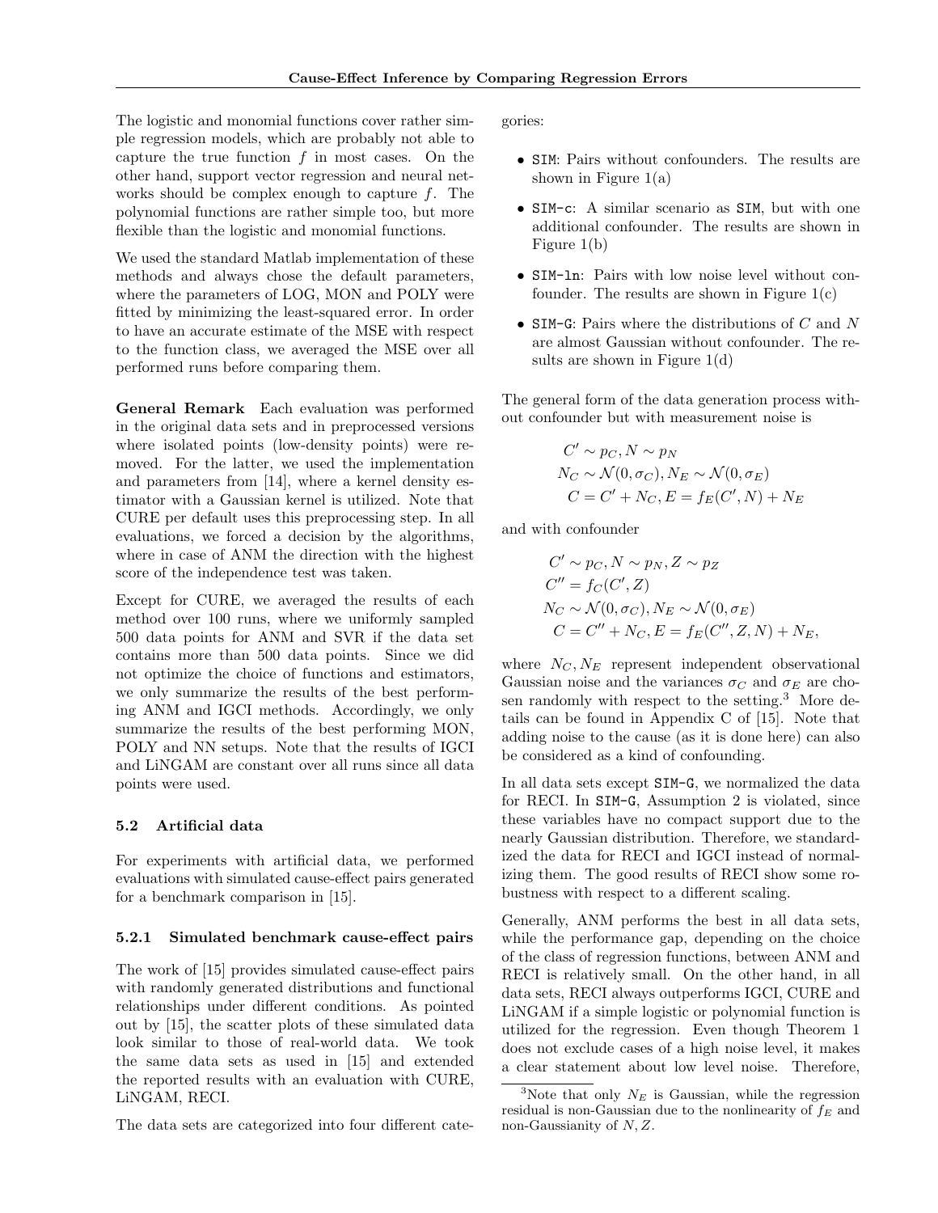The logistic and monomial functions cover rather simple regression models, which are probably not able to capture the true function $f$ in most cases. On the other hand, support vector regression and neural networks should be complex enough to capture $f$. The polynomial functions are rather simple too, but more flexible than the logistic and monomial functions.

We used the standard Matlab implementation of these methods and always chose the default parameters, where the parameters of LOG, MON and POLY were fitted by minimizing the least-squared error. In order to have an accurate estimate of the MSE with respect to the function class, we averaged the MSE over all performed runs before comparing them.

**General Remark** Each evaluation was performed in the original data sets and in preprocessed versions where isolated points (low-density points) were removed. For the latter, we used the implementation and parameters from [14], where a kernel density estimator with a Gaussian kernel is utilized. Note that CURE per default uses this preprocessing step. In all evaluations, we forced a decision by the algorithms, where in case of ANM the direction with the highest score of the independence test was taken.

Except for CURE, we averaged the results of each method over 100 runs, where we uniformly sampled 500 data points for ANM and SVR if the data set contains more than 500 data points. Since we did not optimize the choice of functions and estimators, we only summarize the results of the best performing ANM and IGCI methods. Accordingly, we only summarize the results of the best performing MON, POLY and NN setups. Note that the results of IGCI and LiNGAM are constant over all runs since all data points were used.

### 5.2 Artificial data

For experiments with artificial data, we performed evaluations with simulated cause-effect pairs generated for a benchmark comparison in [15].

#### 5.2.1 Simulated benchmark cause-effect pairs

The work of [15] provides simulated cause-effect pairs with randomly generated distributions and functional relationships under different conditions. As pointed out by [15], the scatter plots of these simulated data look similar to those of real-world data. We took the same data sets as used in [15] and extended the reported results with an evaluation with CURE, LiNGAM, RECI.

The data sets are categorized into four different categories:

- `SIM`: Pairs without confounders. The results are shown in Figure 1(a)
- `SIM-c`: A similar scenario as `SIM`, but with one additional confounder. The results are shown in Figure 1(b)
- `SIM-ln`: Pairs with low noise level without confounder. The results are shown in Figure 1(c)
- `SIM-G`: Pairs where the distributions of $C$ and $N$ are almost Gaussian without confounder. The results are shown in Figure 1(d)

The general form of the data generation process without confounder but with measurement noise is

$$
\begin{aligned}
C' &\sim p_C, N \sim p_N \\
N_C &\sim \mathcal{N}(0, \sigma_C), N_E \sim \mathcal{N}(0, \sigma_E) \\
C &= C' + N_C, E = f_E(C', N) + N_E
\end{aligned}
$$

and with confounder

$$
\begin{aligned}
C' &\sim p_C, N \sim p_N, Z \sim p_Z \\
C'' &= f_C(C', Z) \\
N_C &\sim \mathcal{N}(0, \sigma_C), N_E \sim \mathcal{N}(0, \sigma_E) \\
C &= C'' + N_C, E = f_E(C'', Z, N) + N_E,
\end{aligned}
$$

where $N_C, N_E$ represent independent observational Gaussian noise and the variances $\sigma_C$ and $\sigma_E$ are chosen randomly with respect to the setting.[3] More details can be found in Appendix C of [15]. Note that adding noise to the cause (as it is done here) can also be considered as a kind of confounding.

In all data sets except `SIM-G`, we normalized the data for RECI. In `SIM-G`, Assumption 2 is violated, since these variables have no compact support due to the nearly Gaussian distribution. Therefore, we standardized the data for RECI and IGCI instead of normalizing them. The good results of RECI show some robustness with respect to a different scaling.

Generally, ANM performs the best in all data sets, while the performance gap, depending on the choice of the class of regression functions, between ANM and RECI is relatively small. On the other hand, in all data sets, RECI always outperforms IGCI, CURE and LiNGAM if a simple logistic or polynomial function is utilized for the regression. Even though Theorem 1 does not exclude cases of a high noise level, it makes a clear statement about low level noise. Therefore,

[3] Note that only $N_E$ is Gaussian, while the regression residual is non-Gaussian due to the nonlinearity of $f_E$ and non-Gaussianity of $N, Z$.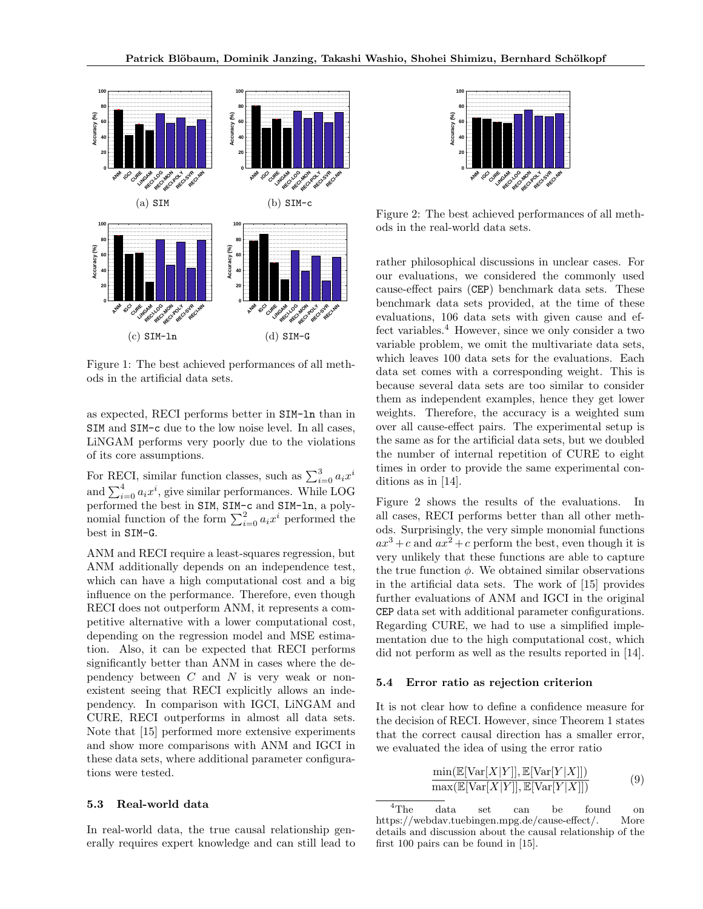(a) SIM

(b) SIM-c

(c) SIM-ln

(d) SIM-G

Figure 1: The best achieved performances of all methods in the artificial data sets.

as expected, RECI performs better in SIM-ln than in SIM and SIM-c due to the low noise level. In all cases, LiNGAM performs very poorly due to the violations of its core assumptions.

For RECI, similar function classes, such as $\sum_{i=0}^{3} a_i x^i$ and $\sum_{i=0}^{4} a_i x^i$, give similar performances. While LOG performed the best in SIM, SIM-c and SIM-ln, a polynomial function of the form $\sum_{i=0}^{2} a_i x^i$ performed the best in SIM-G.

ANM and RECI require a least-squares regression, but ANM additionally depends on an independence test, which can have a high computational cost and a big influence on the performance. Therefore, even though RECI does not outperform ANM, it represents a competitive alternative with a lower computational cost, depending on the regression model and MSE estimation. Also, it can be expected that RECI performs significantly better than ANM in cases where the dependency between $C$ and $N$ is very weak or non-existent seeing that RECI explicitly allows an independency. In comparison with IGCI, LiNGAM and CURE, RECI outperforms in almost all data sets. Note that [15] performed more extensive experiments and show more comparisons with ANM and IGCI in these data sets, where additional parameter configurations were tested.

### 5.3 Real-world data

In real-world data, the true causal relationship generally requires expert knowledge and can still lead to rather philosophical discussions in unclear cases. For our evaluations, we considered the commonly used cause-effect pairs (CEP) benchmark data sets. These benchmark data sets provided, at the time of these evaluations, 106 data sets with given cause and effect variables.[4] However, since we only consider a two variable problem, we omit the multivariate data sets, which leaves 100 data sets for the evaluations. Each data set comes with a corresponding weight. This is because several data sets are too similar to consider them as independent examples, hence they get lower weights. Therefore, the accuracy is a weighted sum over all cause-effect pairs. The experimental setup is the same as for the artificial data sets, but we doubled the number of internal repetition of CURE to eight times in order to provide the same experimental conditions as in [14].

Figure 2: The best achieved performances of all methods in the real-world data sets.

Figure 2 shows the results of the evaluations. In all cases, RECI performs better than all other methods. Surprisingly, the very simple monomial functions $ax^3 + c$ and $ax^2 + c$ perform the best, even though it is very unlikely that these functions are able to capture the true function $\phi$. We obtained similar observations in the artificial data sets. The work of [15] provides further evaluations of ANM and IGCI in the original CEP data set with additional parameter configurations. Regarding CURE, we had to use a simplified implementation due to the high computational cost, which did not perform as well as the results reported in [14].

### 5.4 Error ratio as rejection criterion

It is not clear how to define a confidence measure for the decision of RECI. However, since Theorem 1 states that the correct causal direction has a smaller error, we evaluated the idea of using the error ratio

$$\frac{\min(\mathbb{E}[\mathrm{Var}[X|Y]], \mathbb{E}[\mathrm{Var}[Y|X]])}{\max(\mathbb{E}[\mathrm{Var}[X|Y]], \mathbb{E}[\mathrm{Var}[Y|X]])} \tag{9}$$

[4] The data set can be found on https://webdav.tuebingen.mpg.de/cause-effect/. More details and discussion about the causal relationship of the first 100 pairs can be found in [15].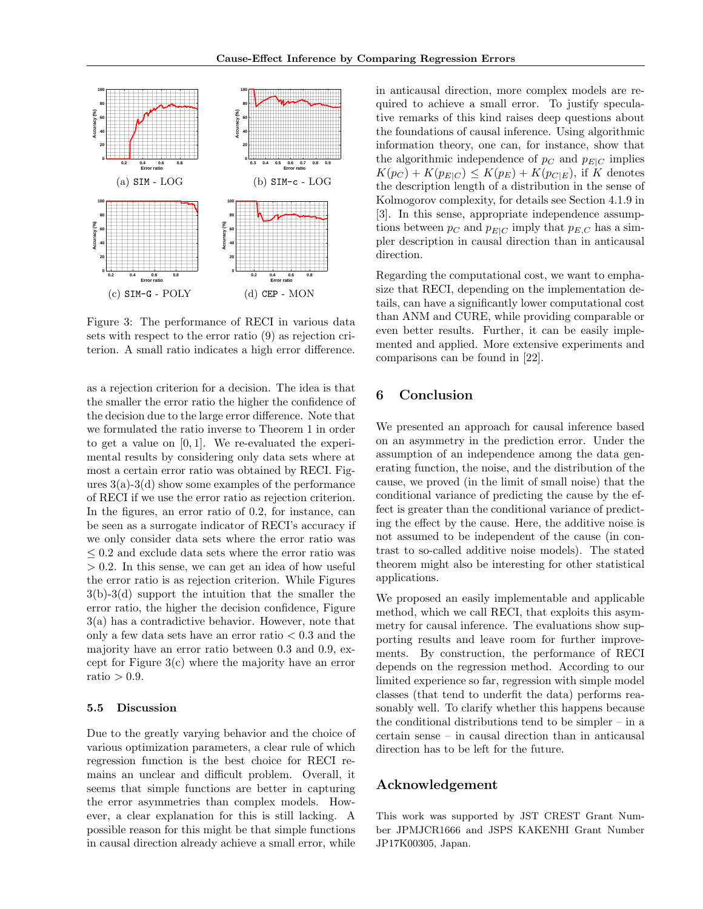(a) SIM - LOG

(b) SIM-c - LOG

(c) SIM-G - POLY

(d) CEP - MON

Figure 3: The performance of RECI in various data sets with respect to the error ratio (9) as rejection criterion. A small ratio indicates a high error difference.

as a rejection criterion for a decision. The idea is that the smaller the error ratio the higher the confidence of the decision due to the large error difference. Note that we formulated the ratio inverse to Theorem 1 in order to get a value on $[0, 1]$. We re-evaluated the experimental results by considering only data sets where at most a certain error ratio was obtained by RECI. Figures 3(a)-3(d) show some examples of the performance of RECI if we use the error ratio as rejection criterion. In the figures, an error ratio of 0.2, for instance, can be seen as a surrogate indicator of RECI's accuracy if we only consider data sets where the error ratio was $\leq 0.2$ and exclude data sets where the error ratio was $> 0.2$. In this sense, we can get an idea of how useful the error ratio is as rejection criterion. While Figures 3(b)-3(d) support the intuition that the smaller the error ratio, the higher the decision confidence, Figure 3(a) has a contradictive behavior. However, note that only a few data sets have an error ratio $< 0.3$ and the majority have an error ratio between 0.3 and 0.9, except for Figure 3(c) where the majority have an error ratio $> 0.9$.

### 5.5 Discussion

Due to the greatly varying behavior and the choice of various optimization parameters, a clear rule of which regression function is the best choice for RECI remains an unclear and difficult problem. Overall, it seems that simple functions are better in capturing the error asymmetries than complex models. However, a clear explanation for this is still lacking. A possible reason for this might be that simple functions in causal direction already achieve a small error, while in anticausal direction, more complex models are required to achieve a small error. To justify speculative remarks of this kind raises deep questions about the foundations of causal inference. Using algorithmic information theory, one can, for instance, show that the algorithmic independence of $p_C$ and $p_{E|C}$ implies $K(p_C) + K(p_{E|C}) \leq K(p_E) + K(p_{C|E})$, if $K$ denotes the description length of a distribution in the sense of Kolmogorov complexity, for details see Section 4.1.9 in [3]. In this sense, appropriate independence assumptions between $p_C$ and $p_{E|C}$ imply that $p_{E,C}$ has a simpler description in causal direction than in anticausal direction.

Regarding the computational cost, we want to emphasize that RECI, depending on the implementation details, can have a significantly lower computational cost than ANM and CURE, while providing comparable or even better results. Further, it can be easily implemented and applied. More extensive experiments and comparisons can be found in [22].

## 6 Conclusion

We presented an approach for causal inference based on an asymmetry in the prediction error. Under the assumption of an independence among the data generating function, the noise, and the distribution of the cause, we proved (in the limit of small noise) that the conditional variance of predicting the cause by the effect is greater than the conditional variance of predicting the effect by the cause. Here, the additive noise is not assumed to be independent of the cause (in contrast to so-called additive noise models). The stated theorem might also be interesting for other statistical applications.

We proposed an easily implementable and applicable method, which we call RECI, that exploits this asymmetry for causal inference. The evaluations show supporting results and leave room for further improvements. By construction, the performance of RECI depends on the regression method. According to our limited experience so far, regression with simple model classes (that tend to underfit the data) performs reasonably well. To clarify whether this happens because the conditional distributions tend to be simpler – in a certain sense – in causal direction than in anticausal direction has to be left for the future.

## Acknowledgement

This work was supported by JST CREST Grant Number JPMJCR1666 and JSPS KAKENHI Grant Number JP17K00305, Japan.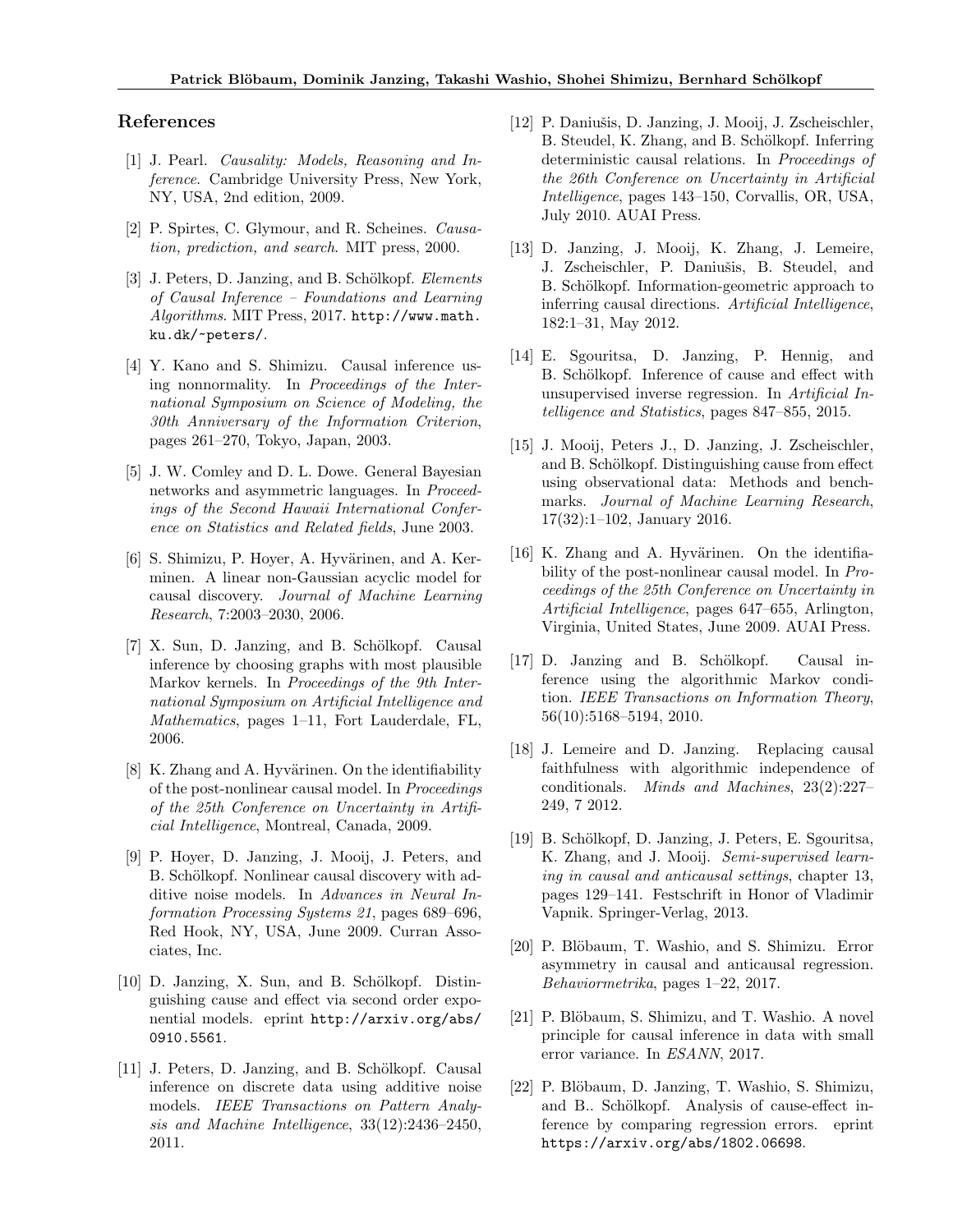## References

[1] J. Pearl. *Causality: Models, Reasoning and Inference*. Cambridge University Press, New York, NY, USA, 2nd edition, 2009.

[2] P. Spirtes, C. Glymour, and R. Scheines. *Causation, prediction, and search*. MIT press, 2000.

[3] J. Peters, D. Janzing, and B. Schölkopf. *Elements of Causal Inference – Foundations and Learning Algorithms*. MIT Press, 2017. http://www.math.ku.dk/~peters/.

[4] Y. Kano and S. Shimizu. Causal inference using nonnormality. In *Proceedings of the International Symposium on Science of Modeling, the 30th Anniversary of the Information Criterion*, pages 261–270, Tokyo, Japan, 2003.

[5] J. W. Comley and D. L. Dowe. General Bayesian networks and asymmetric languages. In *Proceedings of the Second Hawaii International Conference on Statistics and Related fields*, June 2003.

[6] S. Shimizu, P. Hoyer, A. Hyvärinen, and A. Kerminen. A linear non-Gaussian acyclic model for causal discovery. *Journal of Machine Learning Research*, 7:2003–2030, 2006.

[7] X. Sun, D. Janzing, and B. Schölkopf. Causal inference by choosing graphs with most plausible Markov kernels. In *Proceedings of the 9th International Symposium on Artificial Intelligence and Mathematics*, pages 1–11, Fort Lauderdale, FL, 2006.

[8] K. Zhang and A. Hyvärinen. On the identifiability of the post-nonlinear causal model. In *Proceedings of the 25th Conference on Uncertainty in Artificial Intelligence*, Montreal, Canada, 2009.

[9] P. Hoyer, D. Janzing, J. Mooij, J. Peters, and B. Schölkopf. Nonlinear causal discovery with additive noise models. In *Advances in Neural Information Processing Systems 21*, pages 689–696, Red Hook, NY, USA, June 2009. Curran Associates, Inc.

[10] D. Janzing, X. Sun, and B. Schölkopf. Distinguishing cause and effect via second order exponential models. eprint http://arxiv.org/abs/0910.5561.

[11] J. Peters, D. Janzing, and B. Schölkopf. Causal inference on discrete data using additive noise models. *IEEE Transactions on Pattern Analysis and Machine Intelligence*, 33(12):2436–2450, 2011.

[12] P. Daniušis, D. Janzing, J. Mooij, J. Zscheischler, B. Steudel, K. Zhang, and B. Schölkopf. Inferring deterministic causal relations. In *Proceedings of the 26th Conference on Uncertainty in Artificial Intelligence*, pages 143–150, Corvallis, OR, USA, July 2010. AUAI Press.

[13] D. Janzing, J. Mooij, K. Zhang, J. Lemeire, J. Zscheischler, P. Daniušis, B. Steudel, and B. Schölkopf. Information-geometric approach to inferring causal directions. *Artificial Intelligence*, 182:1–31, May 2012.

[14] E. Sgouritsa, D. Janzing, P. Hennig, and B. Schölkopf. Inference of cause and effect with unsupervised inverse regression. In *Artificial Intelligence and Statistics*, pages 847–855, 2015.

[15] J. Mooij, Peters J., D. Janzing, J. Zscheischler, and B. Schölkopf. Distinguishing cause from effect using observational data: Methods and benchmarks. *Journal of Machine Learning Research*, 17(32):1–102, January 2016.

[16] K. Zhang and A. Hyvärinen. On the identifiability of the post-nonlinear causal model. In *Proceedings of the 25th Conference on Uncertainty in Artificial Intelligence*, pages 647–655, Arlington, Virginia, United States, June 2009. AUAI Press.

[17] D. Janzing and B. Schölkopf. Causal inference using the algorithmic Markov condition. *IEEE Transactions on Information Theory*, 56(10):5168–5194, 2010.

[18] J. Lemeire and D. Janzing. Replacing causal faithfulness with algorithmic independence of conditionals. *Minds and Machines*, 23(2):227–249, 7 2012.

[19] B. Schölkopf, D. Janzing, J. Peters, E. Sgouritsa, K. Zhang, and J. Mooij. *Semi-supervised learning in causal and anticausal settings*, chapter 13, pages 129–141. Festschrift in Honor of Vladimir Vapnik. Springer-Verlag, 2013.

[20] P. Blöbaum, T. Washio, and S. Shimizu. Error asymmetry in causal and anticausal regression. *Behaviormetrika*, pages 1–22, 2017.

[21] P. Blöbaum, S. Shimizu, and T. Washio. A novel principle for causal inference in data with small error variance. In *ESANN*, 2017.

[22] P. Blöbaum, D. Janzing, T. Washio, S. Shimizu, and B.. Schölkopf. Analysis of cause-effect inference by comparing regression errors. eprint https://arxiv.org/abs/1802.06698.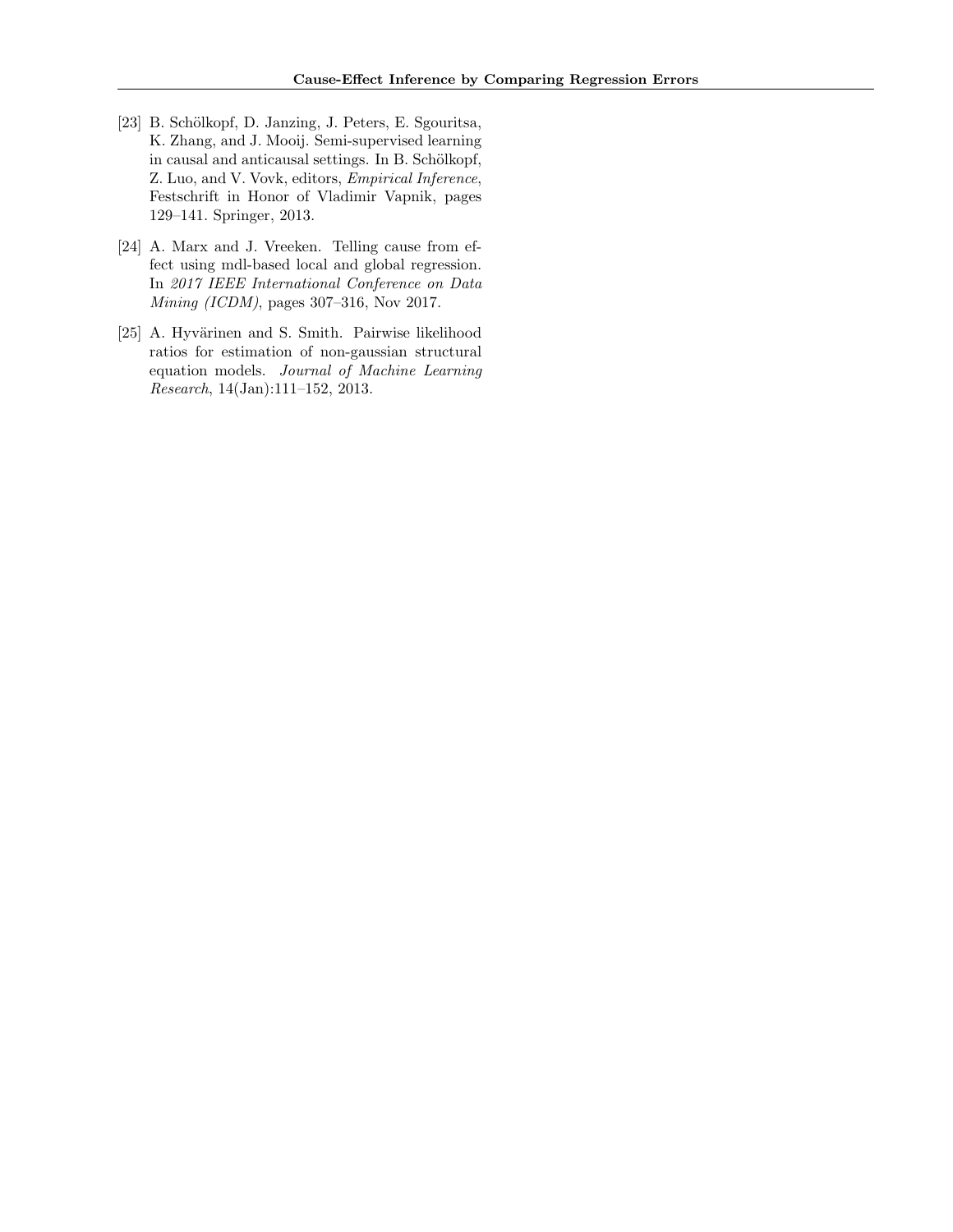[23] B. Schölkopf, D. Janzing, J. Peters, E. Sgouritsa, K. Zhang, and J. Mooij. Semi-supervised learning in causal and anticausal settings. In B. Schölkopf, Z. Luo, and V. Vovk, editors, *Empirical Inference*, Festschrift in Honor of Vladimir Vapnik, pages 129–141. Springer, 2013.

[24] A. Marx and J. Vreeken. Telling cause from effect using mdl-based local and global regression. In *2017 IEEE International Conference on Data Mining (ICDM)*, pages 307–316, Nov 2017.

[25] A. Hyvärinen and S. Smith. Pairwise likelihood ratios for estimation of non-gaussian structural equation models. *Journal of Machine Learning Research*, 14(Jan):111–152, 2013.